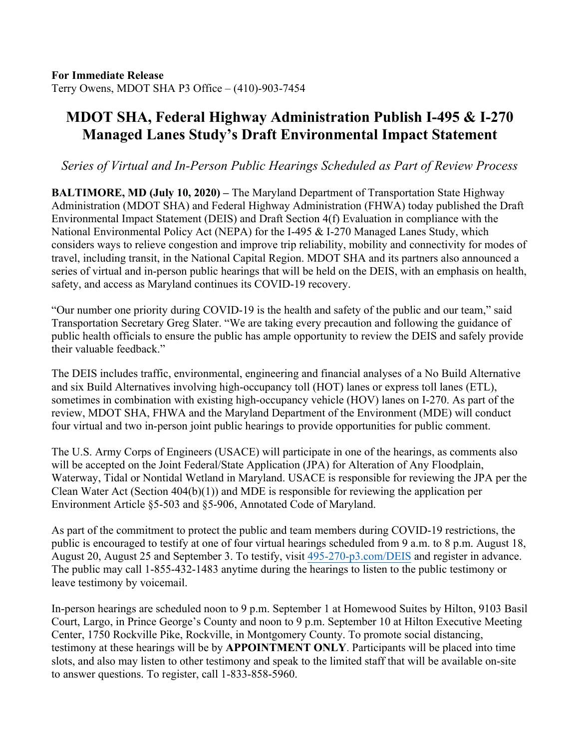**For Immediate Release**
Terry Owens, MDOT SHA P3 Office – (410)-903-7454

# MDOT SHA, Federal Highway Administration Publish I-495 & I-270 Managed Lanes Study's Draft Environmental Impact Statement

*Series of Virtual and In-Person Public Hearings Scheduled as Part of Review Process*

**BALTIMORE, MD (July 10, 2020) –** The Maryland Department of Transportation State Highway Administration (MDOT SHA) and Federal Highway Administration (FHWA) today published the Draft Environmental Impact Statement (DEIS) and Draft Section 4(f) Evaluation in compliance with the National Environmental Policy Act (NEPA) for the I-495 & I-270 Managed Lanes Study, which considers ways to relieve congestion and improve trip reliability, mobility and connectivity for modes of travel, including transit, in the National Capital Region. MDOT SHA and its partners also announced a series of virtual and in-person public hearings that will be held on the DEIS, with an emphasis on health, safety, and access as Maryland continues its COVID-19 recovery.

"Our number one priority during COVID-19 is the health and safety of the public and our team," said Transportation Secretary Greg Slater. "We are taking every precaution and following the guidance of public health officials to ensure the public has ample opportunity to review the DEIS and safely provide their valuable feedback."

The DEIS includes traffic, environmental, engineering and financial analyses of a No Build Alternative and six Build Alternatives involving high-occupancy toll (HOT) lanes or express toll lanes (ETL), sometimes in combination with existing high-occupancy vehicle (HOV) lanes on I-270. As part of the review, MDOT SHA, FHWA and the Maryland Department of the Environment (MDE) will conduct four virtual and two in-person joint public hearings to provide opportunities for public comment.

The U.S. Army Corps of Engineers (USACE) will participate in one of the hearings, as comments also will be accepted on the Joint Federal/State Application (JPA) for Alteration of Any Floodplain, Waterway, Tidal or Nontidal Wetland in Maryland. USACE is responsible for reviewing the JPA per the Clean Water Act (Section 404(b)(1)) and MDE is responsible for reviewing the application per Environment Article §5-503 and §5-906, Annotated Code of Maryland.

As part of the commitment to protect the public and team members during COVID-19 restrictions, the public is encouraged to testify at one of four virtual hearings scheduled from 9 a.m. to 8 p.m. August 18, August 20, August 25 and September 3. To testify, visit 495-270-p3.com/DEIS and register in advance. The public may call 1-855-432-1483 anytime during the hearings to listen to the public testimony or leave testimony by voicemail.

In-person hearings are scheduled noon to 9 p.m. September 1 at Homewood Suites by Hilton, 9103 Basil Court, Largo, in Prince George's County and noon to 9 p.m. September 10 at Hilton Executive Meeting Center, 1750 Rockville Pike, Rockville, in Montgomery County. To promote social distancing, testimony at these hearings will be by **APPOINTMENT ONLY**. Participants will be placed into time slots, and also may listen to other testimony and speak to the limited staff that will be available on-site to answer questions. To register, call 1-833-858-5960.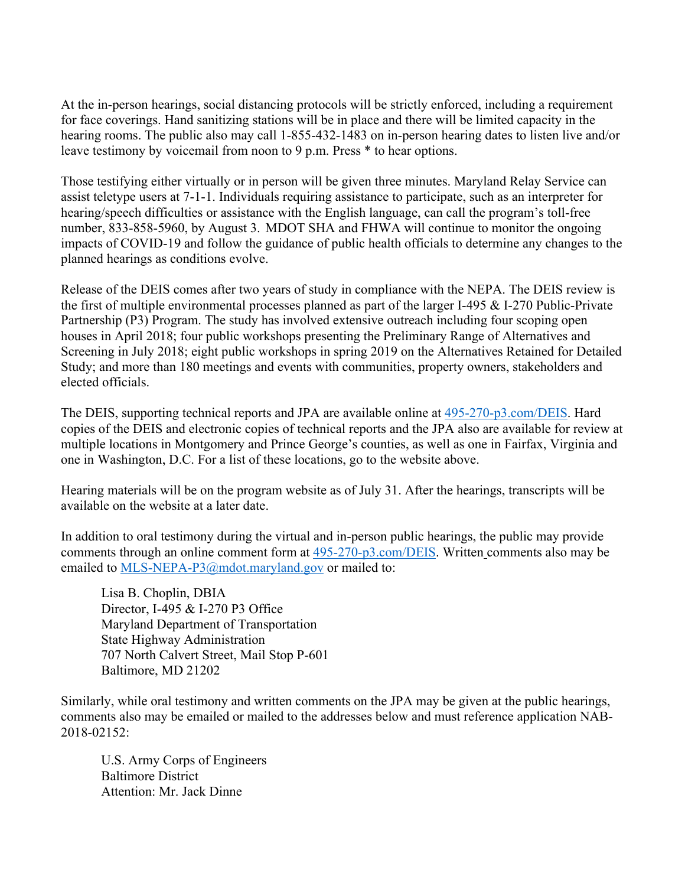At the in-person hearings, social distancing protocols will be strictly enforced, including a requirement for face coverings. Hand sanitizing stations will be in place and there will be limited capacity in the hearing rooms. The public also may call 1-855-432-1483 on in-person hearing dates to listen live and/or leave testimony by voicemail from noon to 9 p.m. Press * to hear options.

Those testifying either virtually or in person will be given three minutes. Maryland Relay Service can assist teletype users at 7-1-1. Individuals requiring assistance to participate, such as an interpreter for hearing/speech difficulties or assistance with the English language, can call the program's toll-free number, 833-858-5960, by August 3. MDOT SHA and FHWA will continue to monitor the ongoing impacts of COVID-19 and follow the guidance of public health officials to determine any changes to the planned hearings as conditions evolve.

Release of the DEIS comes after two years of study in compliance with the NEPA. The DEIS review is the first of multiple environmental processes planned as part of the larger I-495 & I-270 Public-Private Partnership (P3) Program. The study has involved extensive outreach including four scoping open houses in April 2018; four public workshops presenting the Preliminary Range of Alternatives and Screening in July 2018; eight public workshops in spring 2019 on the Alternatives Retained for Detailed Study; and more than 180 meetings and events with communities, property owners, stakeholders and elected officials.

The DEIS, supporting technical reports and JPA are available online at [495-270-p3.com/DEIS](495-270-p3.com/DEIS). Hard copies of the DEIS and electronic copies of technical reports and the JPA also are available for review at multiple locations in Montgomery and Prince George's counties, as well as one in Fairfax, Virginia and one in Washington, D.C. For a list of these locations, go to the website above.

Hearing materials will be on the program website as of July 31. After the hearings, transcripts will be available on the website at a later date.

In addition to oral testimony during the virtual and in-person public hearings, the public may provide comments through an online comment form at [495-270-p3.com/DEIS](495-270-p3.com/DEIS). Written comments also may be emailed to [MLS-NEPA-P3@mdot.maryland.gov](mailto:MLS-NEPA-P3@mdot.maryland.gov) or mailed to:

> Lisa B. Choplin, DBIA
> Director, I-495 & I-270 P3 Office
> Maryland Department of Transportation
> State Highway Administration
> 707 North Calvert Street, Mail Stop P-601
> Baltimore, MD 21202

Similarly, while oral testimony and written comments on the JPA may be given at the public hearings, comments also may be emailed or mailed to the addresses below and must reference application NAB-2018-02152:

> U.S. Army Corps of Engineers
> Baltimore District
> Attention: Mr. Jack Dinne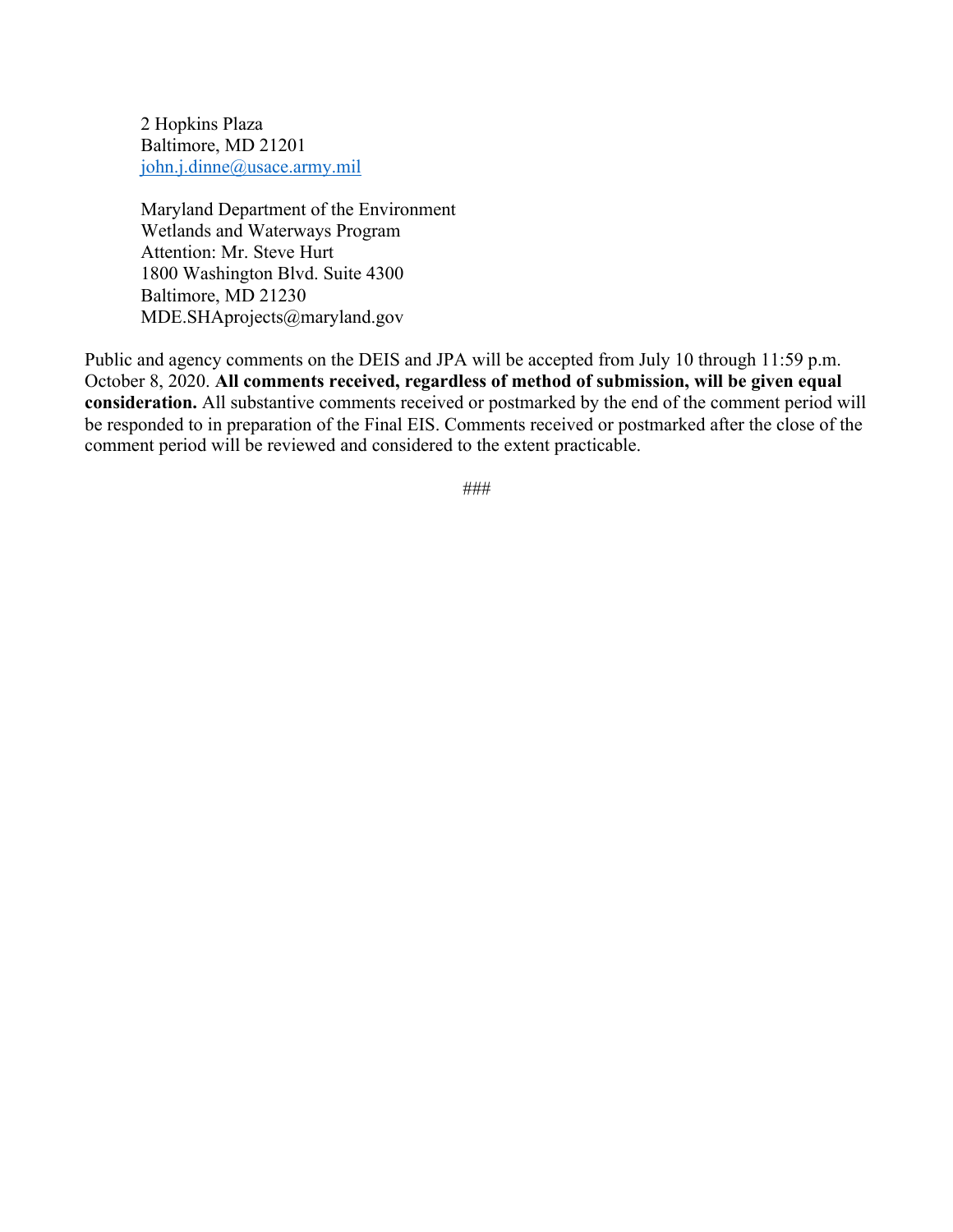2 Hopkins Plaza
Baltimore, MD 21201
john.j.dinne@usace.army.mil

Maryland Department of the Environment
Wetlands and Waterways Program
Attention: Mr. Steve Hurt
1800 Washington Blvd. Suite 4300
Baltimore, MD 21230
MDE.SHAprojects@maryland.gov

Public and agency comments on the DEIS and JPA will be accepted from July 10 through 11:59 p.m. October 8, 2020. **All comments received, regardless of method of submission, will be given equal consideration.** All substantive comments received or postmarked by the end of the comment period will be responded to in preparation of the Final EIS. Comments received or postmarked after the close of the comment period will be reviewed and considered to the extent practicable.

###